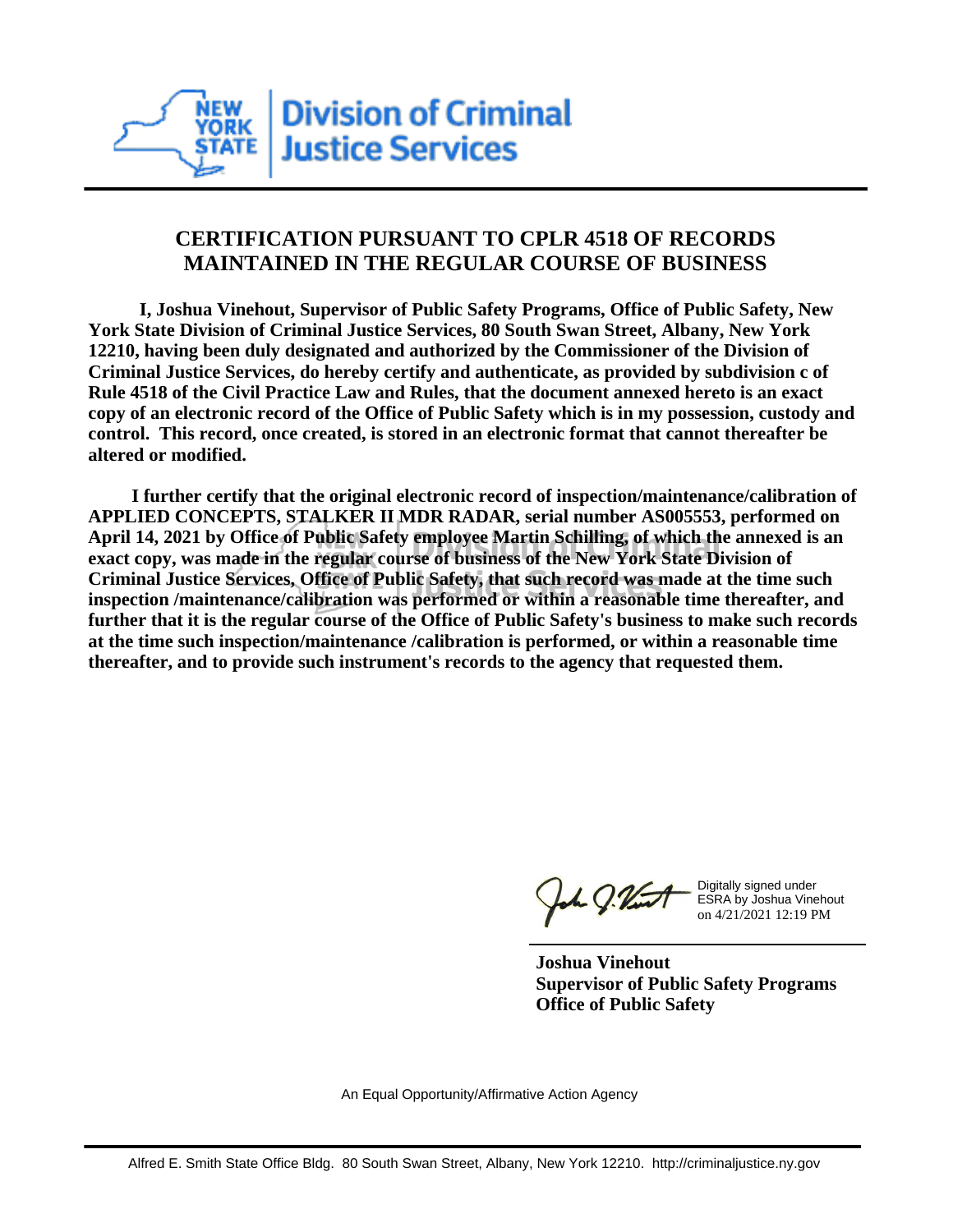New York State Division of Criminal Justice Services

## CERTIFICATION PURSUANT TO CPLR 4518 OF RECORDS MAINTAINED IN THE REGULAR COURSE OF BUSINESS

**I, Joshua Vinehout, Supervisor of Public Safety Programs, Office of Public Safety, New York State Division of Criminal Justice Services, 80 South Swan Street, Albany, New York 12210, having been duly designated and authorized by the Commissioner of the Division of Criminal Justice Services, do hereby certify and authenticate, as provided by subdivision c of Rule 4518 of the Civil Practice Law and Rules, that the document annexed hereto is an exact copy of an electronic record of the Office of Public Safety which is in my possession, custody and control. This record, once created, is stored in an electronic format that cannot thereafter be altered or modified.**

**I further certify that the original electronic record of inspection/maintenance/calibration of APPLIED CONCEPTS, STALKER II MDR RADAR, serial number AS005553, performed on April 14, 2021 by Office of Public Safety employee Martin Schilling, of which the annexed is an exact copy, was made in the regular course of business of the New York State Division of Criminal Justice Services, Office of Public Safety, that such record was made at the time such inspection /maintenance/calibration was performed or within a reasonable time thereafter, and further that it is the regular course of the Office of Public Safety's business to make such records at the time such inspection/maintenance /calibration is performed, or within a reasonable time thereafter, and to provide such instrument's records to the agency that requested them.**

Digitally signed under ESRA by Joshua Vinehout on 4/21/2021 12:19 PM

**Joshua Vinehout**
**Supervisor of Public Safety Programs**
**Office of Public Safety**

An Equal Opportunity/Affirmative Action Agency

Alfred E. Smith State Office Bldg. 80 South Swan Street, Albany, New York 12210. http://criminaljustice.ny.gov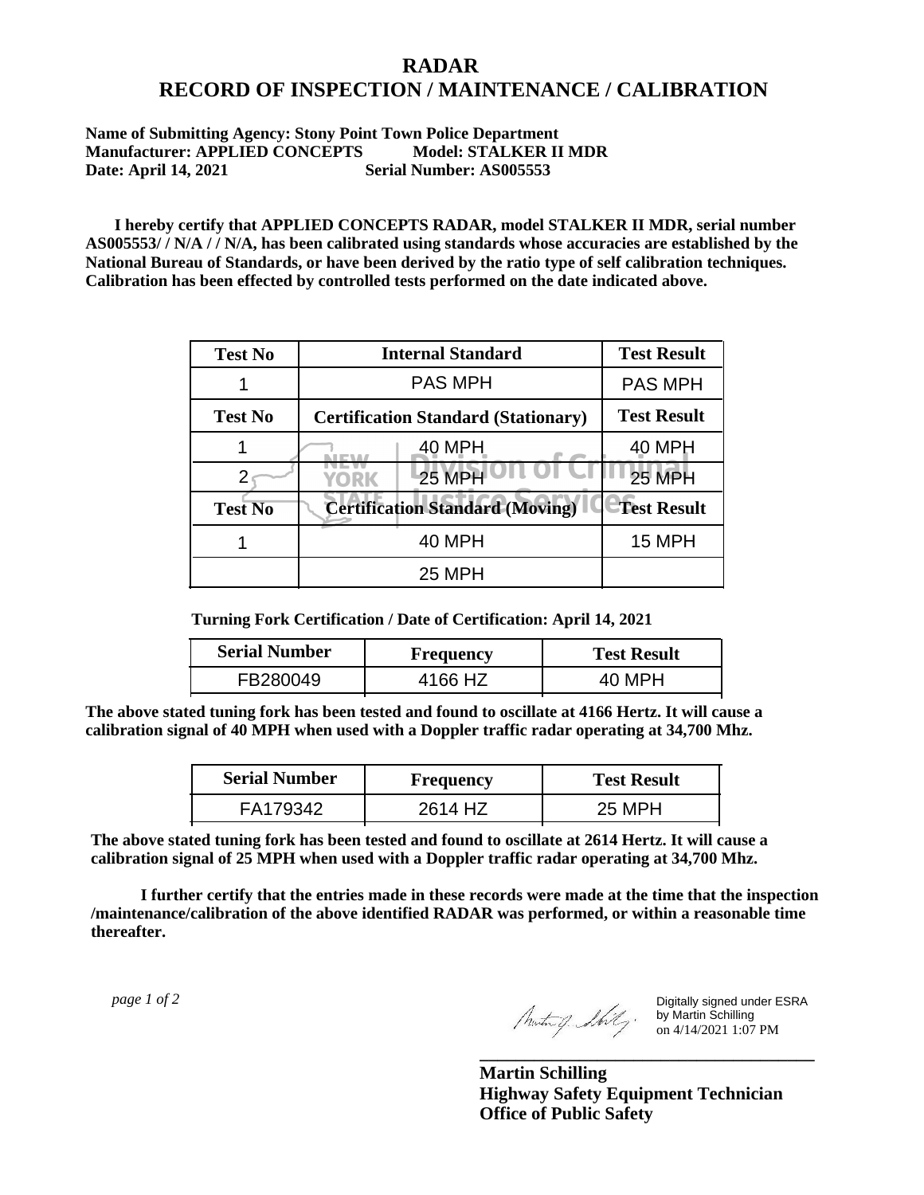# RADAR
# RECORD OF INSPECTION / MAINTENANCE / CALIBRATION

**Name of Submitting Agency: Stony Point Town Police Department**
**Manufacturer: APPLIED CONCEPTS Model: STALKER II MDR**
**Date: April 14, 2021 Serial Number: AS005553**

**I hereby certify that APPLIED CONCEPTS RADAR, model STALKER II MDR, serial number AS005553/ / N/A / / N/A, has been calibrated using standards whose accuracies are established by the National Bureau of Standards, or have been derived by the ratio type of self calibration techniques. Calibration has been effected by controlled tests performed on the date indicated above.**

| Test No | Internal Standard | Test Result |
|---|---|---|
| 1 | PAS MPH | PAS MPH |
| **Test No** | **Certification Standard (Stationary)** | **Test Result** |
| 1 | 40 MPH | 40 MPH |
| 2 | 25 MPH | 25 MPH |
| **Test No** | **Certification Standard (Moving)** | **Test Result** |
| 1 | 40 MPH | 15 MPH |
| | 25 MPH | |

**Turning Fork Certification / Date of Certification: April 14, 2021**

| Serial Number | Frequency | Test Result |
|---|---|---|
| FB280049 | 4166 HZ | 40 MPH |

**The above stated tuning fork has been tested and found to oscillate at 4166 Hertz. It will cause a calibration signal of 40 MPH when used with a Doppler traffic radar operating at 34,700 Mhz.**

| Serial Number | Frequency | Test Result |
|---|---|---|
| FA179342 | 2614 HZ | 25 MPH |

**The above stated tuning fork has been tested and found to oscillate at 2614 Hertz. It will cause a calibration signal of 25 MPH when used with a Doppler traffic radar operating at 34,700 Mhz.**

**I further certify that the entries made in these records were made at the time that the inspection /maintenance/calibration of the above identified RADAR was performed, or within a reasonable time thereafter.**

Digitally signed under ESRA by Martin Schilling on 4/14/2021 1:07 PM

**Martin Schilling**
**Highway Safety Equipment Technician**
**Office of Public Safety**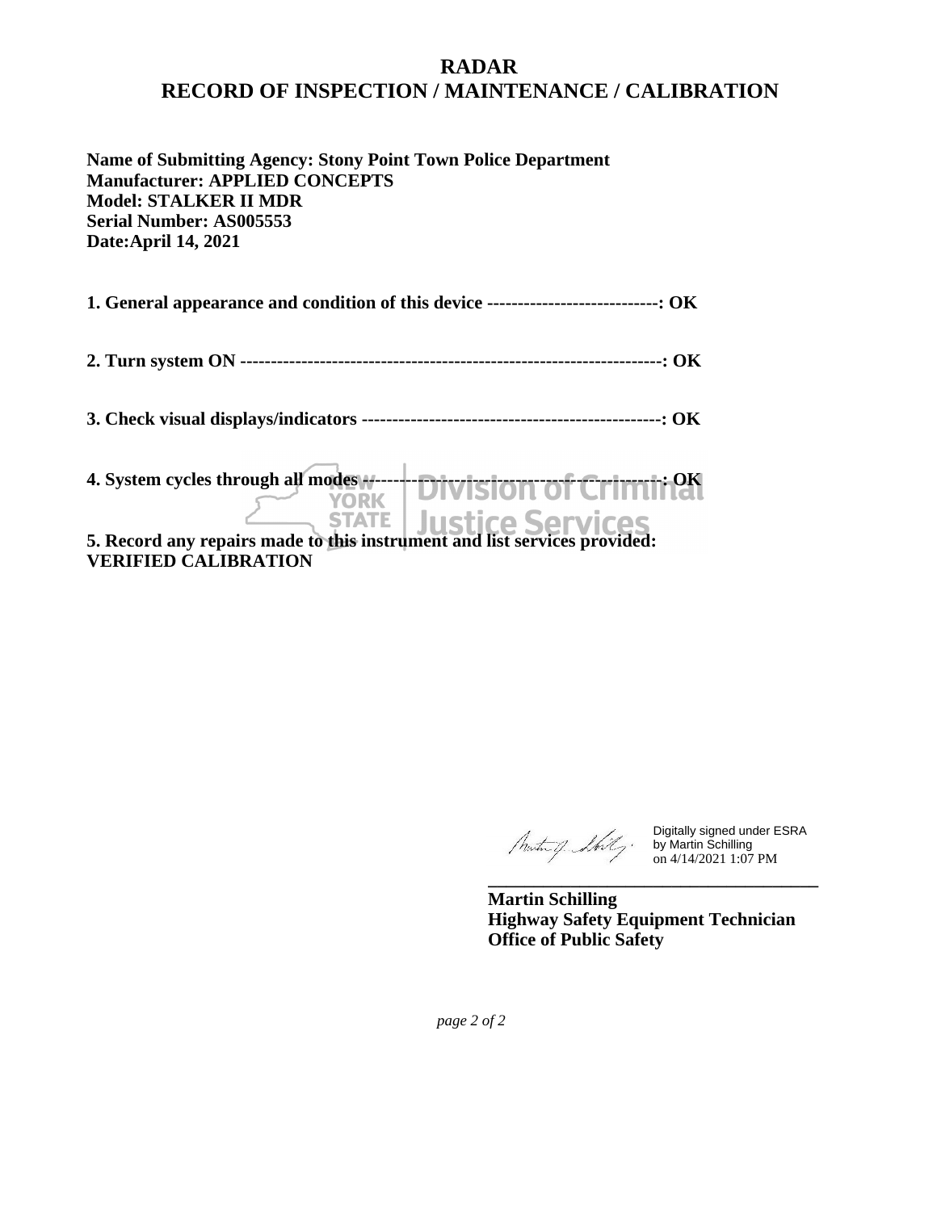# RADAR
# RECORD OF INSPECTION / MAINTENANCE / CALIBRATION

**Name of Submitting Agency: Stony Point Town Police Department**
**Manufacturer: APPLIED CONCEPTS**
**Model: STALKER II MDR**
**Serial Number: AS005553**
**Date:April 14, 2021**

**1. General appearance and condition of this device ----------------------------: OK**

**2. Turn system ON ---------------------------------------------------------------------: OK**

**3. Check visual displays/indicators -------------------------------------------------: OK**

**4. System cycles through all modes ------------------------------------------------: OK**

**5. Record any repairs made to this instrument and list services provided:**
**VERIFIED CALIBRATION**

Digitally signed under ESRA
by Martin Schilling
on 4/14/2021 1:07 PM

**Martin Schilling**
**Highway Safety Equipment Technician**
**Office of Public Safety**